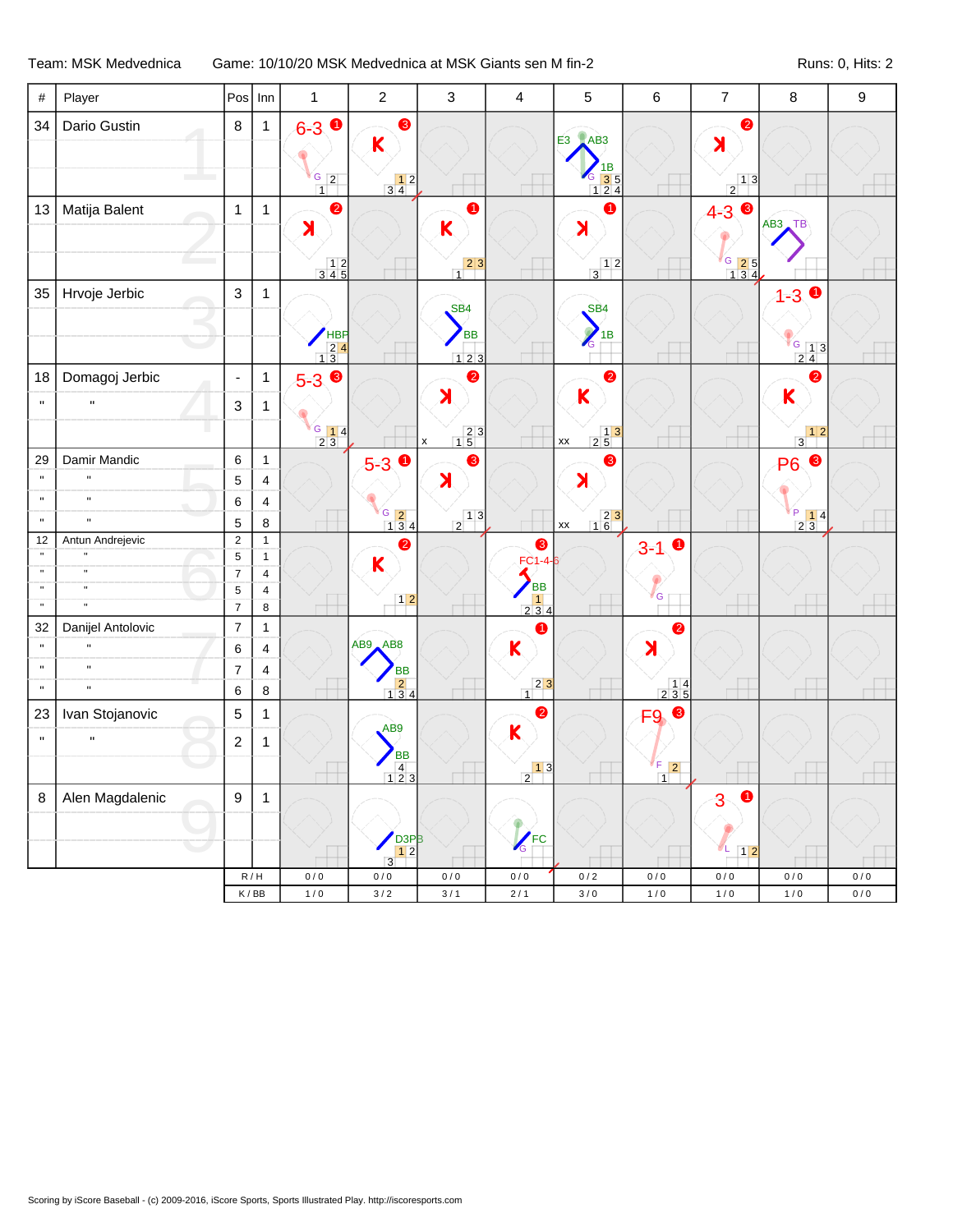Team: MSK Medvednica — Game: 10/10/20 MSK Medvednica at MSK Giants sen M fin-2 — Runs: 0, Hits: 2

| # | Player | Pos | Inn | 1 | 2 | 3 | 4 | 5 | 6 | 7 | 8 | 9 |
|---|---|---|---|---|---|---|---|---|---|---|---|---|
| 34 | Dario Gustin | 8 | 1 | 6-3 ❶ G 2 / 1 | K ❸ 1 2 / 3 4 | | | E3 AB3 1B G 3 5 / 1 2 4 | | ꓘ ❷ 1 3 / 2 | | |
| 13 | Matija Balent | 1 | 1 | ꓘ ❷ 1 2 / 3 4 5 | | K ❶ 2 3 / 1 | | ꓘ ❶ 1 2 / 3 | | 4-3 ❸ G 2 5 / 1 3 4 | AB3 TB | |
| 35 | Hrvoje Jerbic | 3 | 1 | HBP 2 4 / 1 3 | | SB4 BB 1 2 3 | | SB4 1B G | | | 1-3 ❶ G 1 3 / 2 4 | |
| 18 | Domagoj Jerbic | - | 1 | 5-3 ❸ G 1 4 / 2 3 | | ꓘ ❷ x 2 3 / 1 5 | | K ❷ xx 1 3 / 2 5 | | | K ❷ 1 2 / 3 | |
| " | " | 3 | 1 | | | | | | | | | |
| 29 | Damir Mandic | 6 | 1 | | 5-3 ❶ G 2 / 1 3 4 | ꓘ ❸ 1 3 / 2 | | ꓘ ❸ xx 2 3 / 1 6 | | | P6 ❸ P 1 4 / 2 3 | |
| " | " | 5 | 4 | | | | | | | | | |
| " | " | 6 | 4 | | | | | | | | | |
| " | " | 5 | 8 | | | | | | | | | |
| 12 | Antun Andrejevic | 2 | 1 | | K ❷ 1 2 | | ❸ FC1-4-6 BB 1 / 2 3 4 | | 3-1 ❶ G | | | |
| " | " | 5 | 1 | | | | | | | | | |
| " | " | 7 | 4 | | | | | | | | | |
| " | " | 5 | 4 | | | | | | | | | |
| " | " | 7 | 8 | | | | | | | | | |
| 32 | Danijel Antolovic | 7 | 1 | | AB9 AB8 BB 2 / 1 3 4 | | K ❶ 2 3 / 1 | | ꓘ ❷ 1 4 / 2 3 5 | | | |
| " | " | 6 | 4 | | | | | | | | | |
| " | " | 7 | 4 | | | | | | | | | |
| " | " | 6 | 8 | | | | | | | | | |
| 23 | Ivan Stojanovic | 5 | 1 | | AB9 BB 4 / 1 2 3 | | K ❷ 1 3 / 2 | | F9 ❸ F 2 / 1 | | | |
| " | " | 2 | 1 | | | | | | | | | |
| 8 | Alen Magdalenic | 9 | 1 | | D3PB 1 2 / 3 | | FC G | | | 3 ❶ L 1 2 | | |
| | | R / H | | 0 / 0 | 0 / 0 | 0 / 0 | 0 / 0 | 0 / 2 | 0 / 0 | 0 / 0 | 0 / 0 | 0 / 0 |
| | | K / BB | | 1 / 0 | 3 / 2 | 3 / 1 | 2 / 1 | 3 / 0 | 1 / 0 | 1 / 0 | 1 / 0 | 0 / 0 |

Scoring by iScore Baseball - (c) 2009-2016, iScore Sports, Sports Illustrated Play. http://iscoresports.com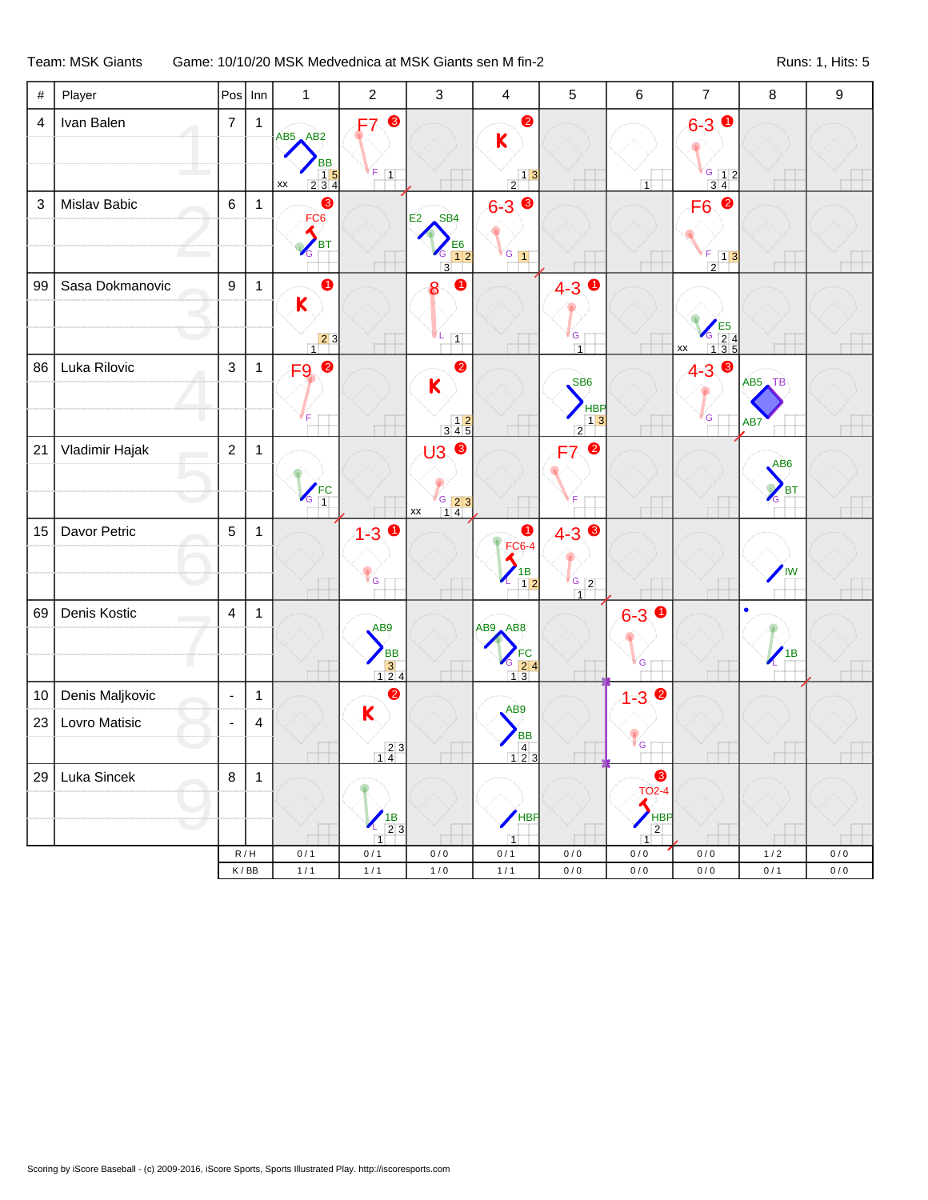Team: MSK Giants Game: 10/10/20 MSK Medvednica at MSK Giants sen M fin-2 Runs: 1, Hits: 5

| # | Player | Pos | Inn | 1 | 2 | 3 | 4 | 5 | 6 | 7 | 8 | 9 |
|---|---|---|---|---|---|---|---|---|---|---|---|---|
| 4 | Ivan Balen | 7 | 1 | AB5 AB2 BB xx 1 5 2 3 4 | F7 3 F 1 | | K 2 1 3 2 | | 1 | 6-3 1 G 1 2 3 4 | | |
| 3 | Mislav Babic | 6 | 1 | 3 FC6 BT G | | E2 SB4 E6 G 1 2 3 | 6-3 3 G 1 | | | F6 2 F 1 3 2 | | |
| 99 | Sasa Dokmanovic | 9 | 1 | 1 K 2 3 1 | | 8 1 L 1 | | 4-3 1 G 1 | | E5 G xx 2 4 1 3 5 | | |
| 86 | Luka Rilovic | 3 | 1 | F9 2 F | | K 2 1 2 3 4 5 | | SB6 HBP 1 3 2 | | 4-3 3 G | AB5 TB AB7 | |
| 21 | Vladimir Hajak | 2 | 1 | FC G 1 | | U3 3 G 2 3 xx 1 4 | | F7 2 F | | | AB6 BT G | |
| 15 | Davor Petric | 5 | 1 | | 1-3 1 G | | 1 FC6-4 1B L 1 2 | 4-3 3 G 2 1 | | | IW | |
| 69 | Denis Kostic | 4 | 1 | | AB9 BB 3 1 2 4 | | AB9 AB8 FC G 2 4 1 3 | | 6-3 1 G | | 1B L | |
| 10 | Denis Maljkovic | - | 1 | | 2 K 2 3 1 4 | | AB9 BB 4 1 2 3 | | | | | |
| 23 | Lovro Matisic | - | 4 | | | | | | 1-3 2 G | | | |
| 29 | Luka Sincek | 8 | 1 | | 1B L 2 3 1 | | HBP 1 | | 3 TO2-4 HBP 2 1 | | | |
| | | R / H | | 0 / 1 | 0 / 1 | 0 / 0 | 0 / 1 | 0 / 0 | 0 / 0 | 0 / 0 | 1 / 2 | 0 / 0 |
| | | K / BB | | 1 / 1 | 1 / 1 | 1 / 0 | 1 / 1 | 0 / 0 | 0 / 0 | 0 / 0 | 0 / 1 | 0 / 0 |

Scoring by iScore Baseball - (c) 2009-2016, iScore Sports, Sports Illustrated Play. http://iscoresports.com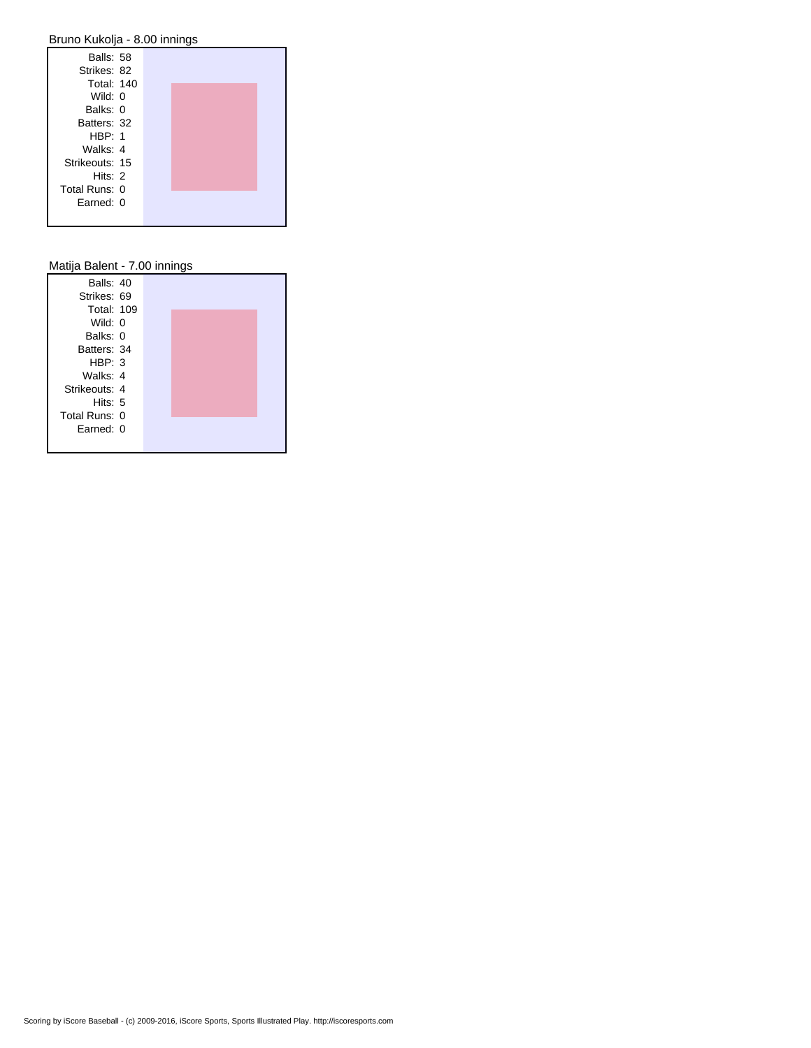Bruno Kukolja - 8.00 innings

| | |
|---|---|
| Balls: | 58 |
| Strikes: | 82 |
| Total: | 140 |
| Wild: | 0 |
| Balks: | 0 |
| Batters: | 32 |
| HBP: | 1 |
| Walks: | 4 |
| Strikeouts: | 15 |
| Hits: | 2 |
| Total Runs: | 0 |
| Earned: | 0 |

Matija Balent - 7.00 innings

| | |
|---|---|
| Balls: | 40 |
| Strikes: | 69 |
| Total: | 109 |
| Wild: | 0 |
| Balks: | 0 |
| Batters: | 34 |
| HBP: | 3 |
| Walks: | 4 |
| Strikeouts: | 4 |
| Hits: | 5 |
| Total Runs: | 0 |
| Earned: | 0 |

Scoring by iScore Baseball - (c) 2009-2016, iScore Sports, Sports Illustrated Play. http://iscoresports.com